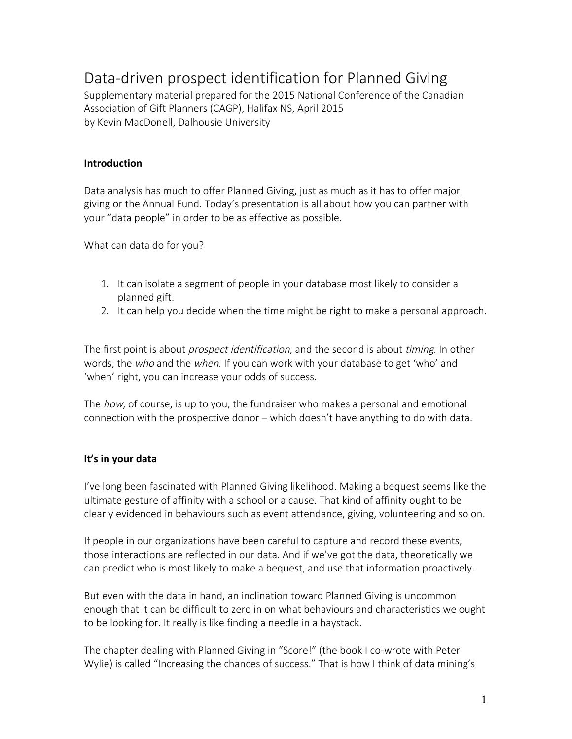# Data-driven prospect identification for Planned Giving

Supplementary material prepared for the 2015 National Conference of the Canadian Association of Gift Planners (CAGP), Halifax NS, April 2015
by Kevin MacDonell, Dalhousie University

**Introduction**

Data analysis has much to offer Planned Giving, just as much as it has to offer major giving or the Annual Fund. Today's presentation is all about how you can partner with your "data people" in order to be as effective as possible.

What can data do for you?

1. It can isolate a segment of people in your database most likely to consider a planned gift.
2. It can help you decide when the time might be right to make a personal approach.

The first point is about *prospect identification*, and the second is about *timing*. In other words, the *who* and the *when*. If you can work with your database to get 'who' and 'when' right, you can increase your odds of success.

The *how*, of course, is up to you, the fundraiser who makes a personal and emotional connection with the prospective donor – which doesn't have anything to do with data.

**It's in your data**

I've long been fascinated with Planned Giving likelihood. Making a bequest seems like the ultimate gesture of affinity with a school or a cause. That kind of affinity ought to be clearly evidenced in behaviours such as event attendance, giving, volunteering and so on.

If people in our organizations have been careful to capture and record these events, those interactions are reflected in our data. And if we've got the data, theoretically we can predict who is most likely to make a bequest, and use that information proactively.

But even with the data in hand, an inclination toward Planned Giving is uncommon enough that it can be difficult to zero in on what behaviours and characteristics we ought to be looking for. It really is like finding a needle in a haystack.

The chapter dealing with Planned Giving in "Score!" (the book I co-wrote with Peter Wylie) is called "Increasing the chances of success." That is how I think of data mining's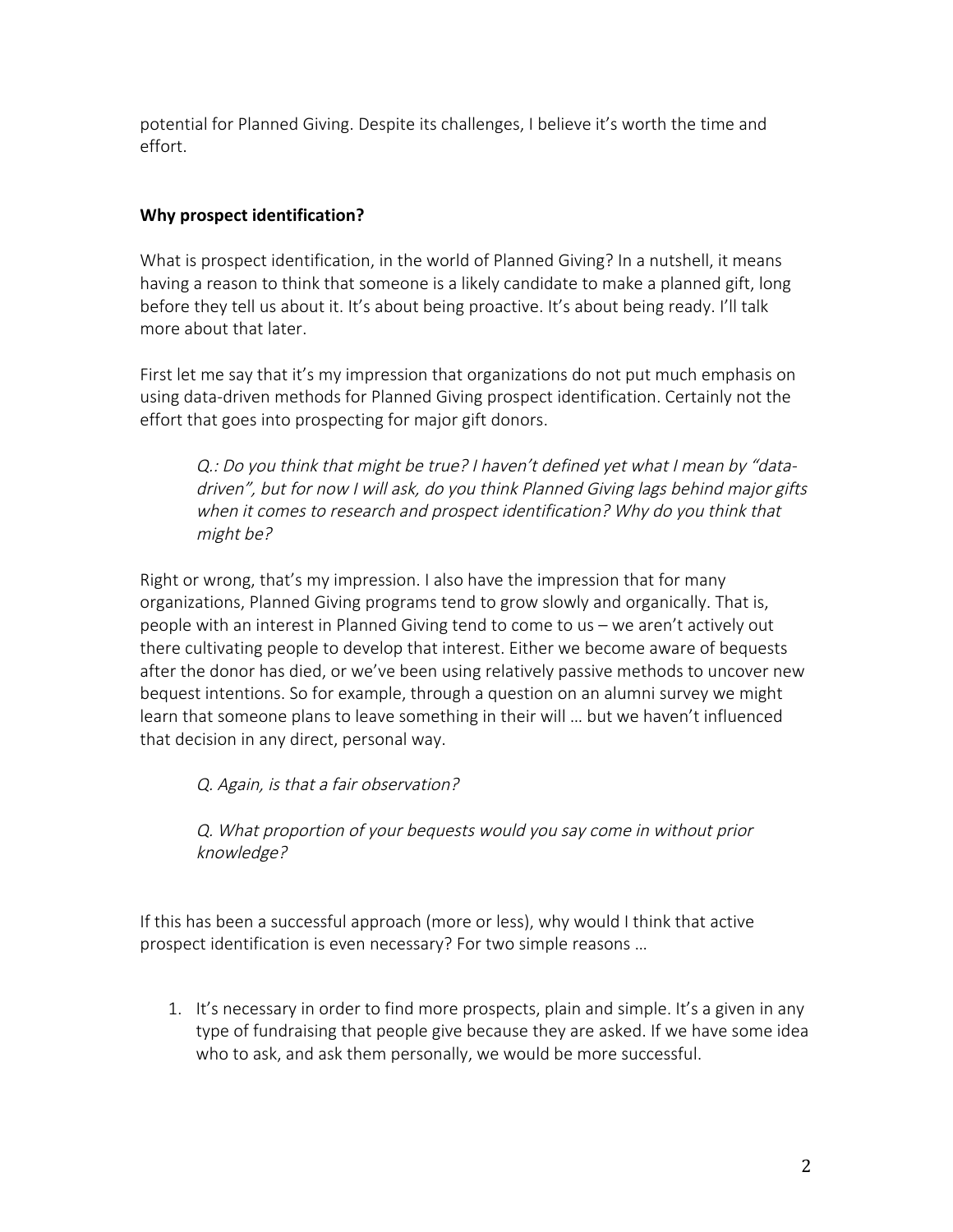potential for Planned Giving. Despite its challenges, I believe it's worth the time and effort.

**Why prospect identification?**

What is prospect identification, in the world of Planned Giving? In a nutshell, it means having a reason to think that someone is a likely candidate to make a planned gift, long before they tell us about it. It's about being proactive. It's about being ready. I'll talk more about that later.

First let me say that it's my impression that organizations do not put much emphasis on using data-driven methods for Planned Giving prospect identification. Certainly not the effort that goes into prospecting for major gift donors.

> *Q.: Do you think that might be true? I haven't defined yet what I mean by "data-driven", but for now I will ask, do you think Planned Giving lags behind major gifts when it comes to research and prospect identification? Why do you think that might be?*

Right or wrong, that's my impression. I also have the impression that for many organizations, Planned Giving programs tend to grow slowly and organically. That is, people with an interest in Planned Giving tend to come to us – we aren't actively out there cultivating people to develop that interest. Either we become aware of bequests after the donor has died, or we've been using relatively passive methods to uncover new bequest intentions. So for example, through a question on an alumni survey we might learn that someone plans to leave something in their will … but we haven't influenced that decision in any direct, personal way.

> *Q. Again, is that a fair observation?*
>
> *Q. What proportion of your bequests would you say come in without prior knowledge?*

If this has been a successful approach (more or less), why would I think that active prospect identification is even necessary? For two simple reasons …

1. It's necessary in order to find more prospects, plain and simple. It's a given in any type of fundraising that people give because they are asked. If we have some idea who to ask, and ask them personally, we would be more successful.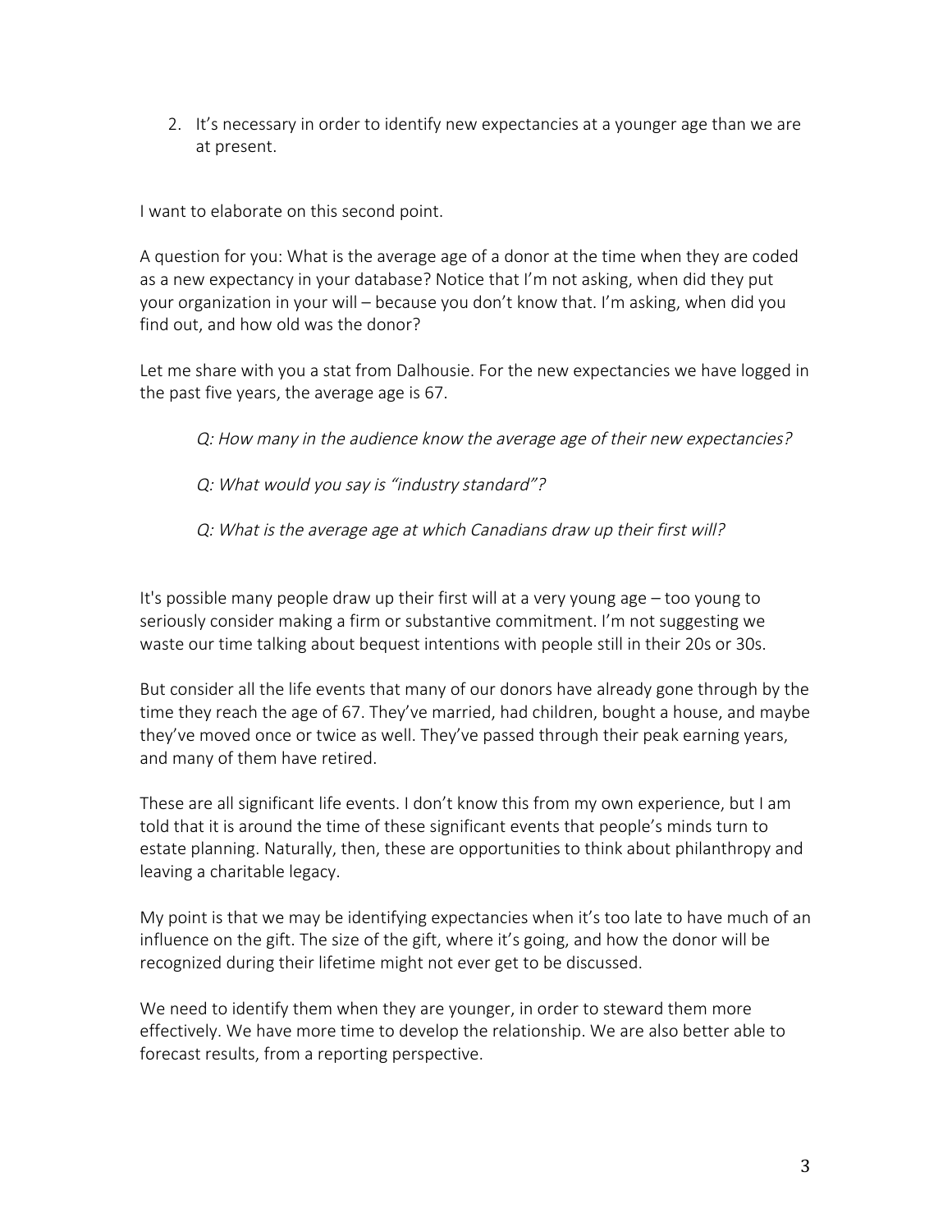2. It's necessary in order to identify new expectancies at a younger age than we are at present.

I want to elaborate on this second point.

A question for you: What is the average age of a donor at the time when they are coded as a new expectancy in your database? Notice that I'm not asking, when did they put your organization in your will – because you don't know that. I'm asking, when did you find out, and how old was the donor?

Let me share with you a stat from Dalhousie. For the new expectancies we have logged in the past five years, the average age is 67.

> *Q: How many in the audience know the average age of their new expectancies?*
>
> *Q: What would you say is "industry standard"?*
>
> *Q: What is the average age at which Canadians draw up their first will?*

It's possible many people draw up their first will at a very young age – too young to seriously consider making a firm or substantive commitment. I'm not suggesting we waste our time talking about bequest intentions with people still in their 20s or 30s.

But consider all the life events that many of our donors have already gone through by the time they reach the age of 67. They've married, had children, bought a house, and maybe they've moved once or twice as well. They've passed through their peak earning years, and many of them have retired.

These are all significant life events. I don't know this from my own experience, but I am told that it is around the time of these significant events that people's minds turn to estate planning. Naturally, then, these are opportunities to think about philanthropy and leaving a charitable legacy.

My point is that we may be identifying expectancies when it's too late to have much of an influence on the gift. The size of the gift, where it's going, and how the donor will be recognized during their lifetime might not ever get to be discussed.

We need to identify them when they are younger, in order to steward them more effectively. We have more time to develop the relationship. We are also better able to forecast results, from a reporting perspective.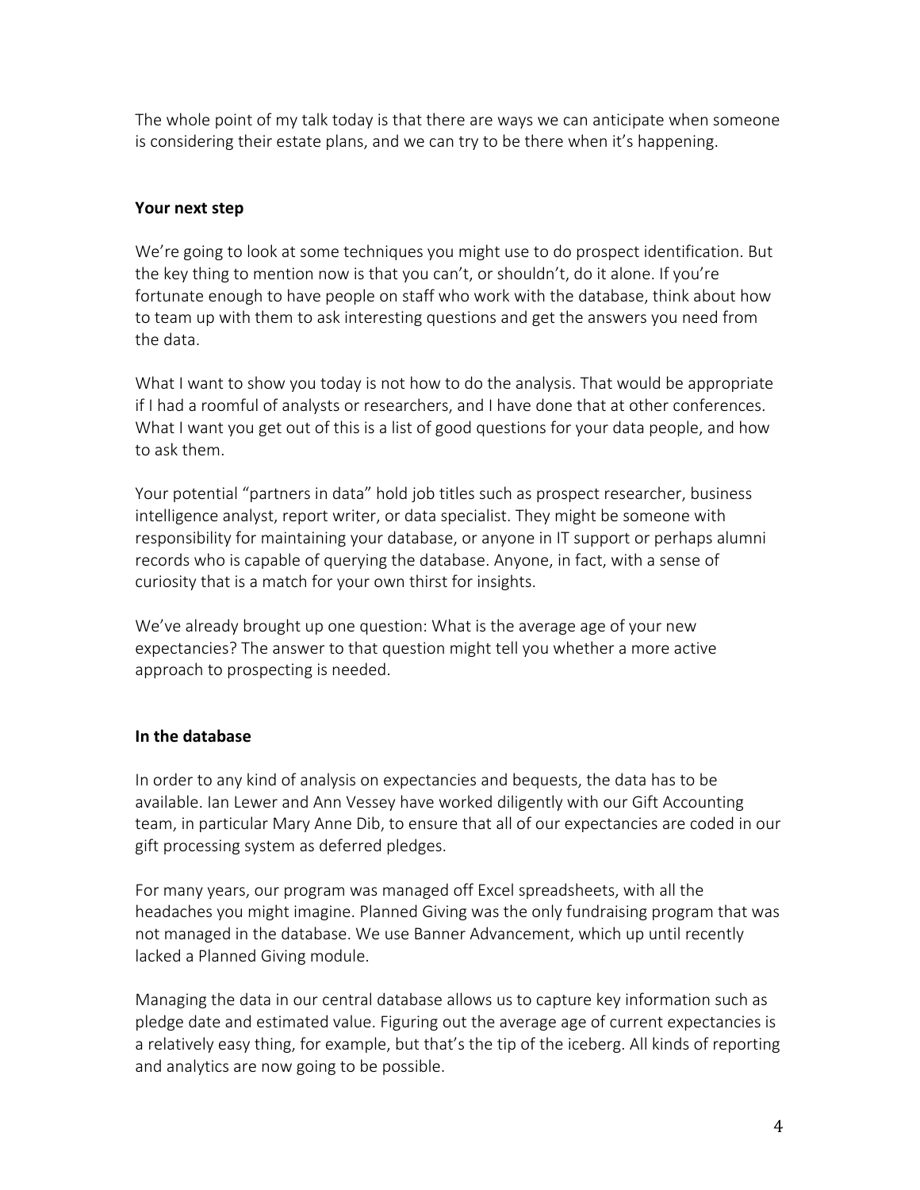The whole point of my talk today is that there are ways we can anticipate when someone is considering their estate plans, and we can try to be there when it's happening.

**Your next step**

We're going to look at some techniques you might use to do prospect identification. But the key thing to mention now is that you can't, or shouldn't, do it alone. If you're fortunate enough to have people on staff who work with the database, think about how to team up with them to ask interesting questions and get the answers you need from the data.

What I want to show you today is not how to do the analysis. That would be appropriate if I had a roomful of analysts or researchers, and I have done that at other conferences. What I want you get out of this is a list of good questions for your data people, and how to ask them.

Your potential "partners in data" hold job titles such as prospect researcher, business intelligence analyst, report writer, or data specialist. They might be someone with responsibility for maintaining your database, or anyone in IT support or perhaps alumni records who is capable of querying the database. Anyone, in fact, with a sense of curiosity that is a match for your own thirst for insights.

We've already brought up one question: What is the average age of your new expectancies? The answer to that question might tell you whether a more active approach to prospecting is needed.

**In the database**

In order to any kind of analysis on expectancies and bequests, the data has to be available. Ian Lewer and Ann Vessey have worked diligently with our Gift Accounting team, in particular Mary Anne Dib, to ensure that all of our expectancies are coded in our gift processing system as deferred pledges.

For many years, our program was managed off Excel spreadsheets, with all the headaches you might imagine. Planned Giving was the only fundraising program that was not managed in the database. We use Banner Advancement, which up until recently lacked a Planned Giving module.

Managing the data in our central database allows us to capture key information such as pledge date and estimated value. Figuring out the average age of current expectancies is a relatively easy thing, for example, but that's the tip of the iceberg. All kinds of reporting and analytics are now going to be possible.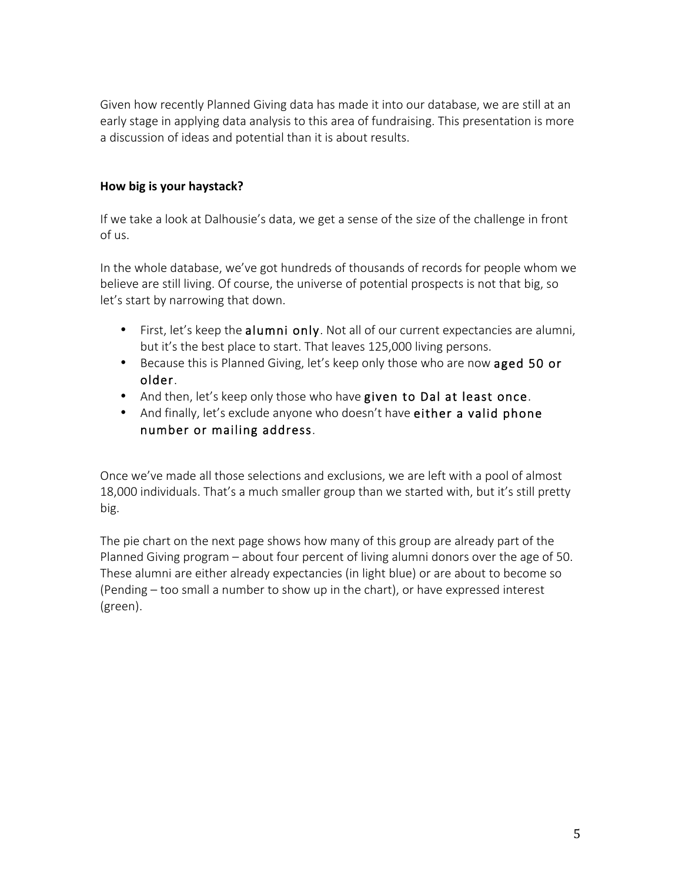Given how recently Planned Giving data has made it into our database, we are still at an early stage in applying data analysis to this area of fundraising. This presentation is more a discussion of ideas and potential than it is about results.

**How big is your haystack?**

If we take a look at Dalhousie's data, we get a sense of the size of the challenge in front of us.

In the whole database, we've got hundreds of thousands of records for people whom we believe are still living. Of course, the universe of potential prospects is not that big, so let's start by narrowing that down.

- First, let's keep the alumni only. Not all of our current expectancies are alumni, but it's the best place to start. That leaves 125,000 living persons.
- Because this is Planned Giving, let's keep only those who are now aged 50 or older.
- And then, let's keep only those who have given to Dal at least once.
- And finally, let's exclude anyone who doesn't have either a valid phone number or mailing address.

Once we've made all those selections and exclusions, we are left with a pool of almost 18,000 individuals. That's a much smaller group than we started with, but it's still pretty big.

The pie chart on the next page shows how many of this group are already part of the Planned Giving program – about four percent of living alumni donors over the age of 50. These alumni are either already expectancies (in light blue) or are about to become so (Pending – too small a number to show up in the chart), or have expressed interest (green).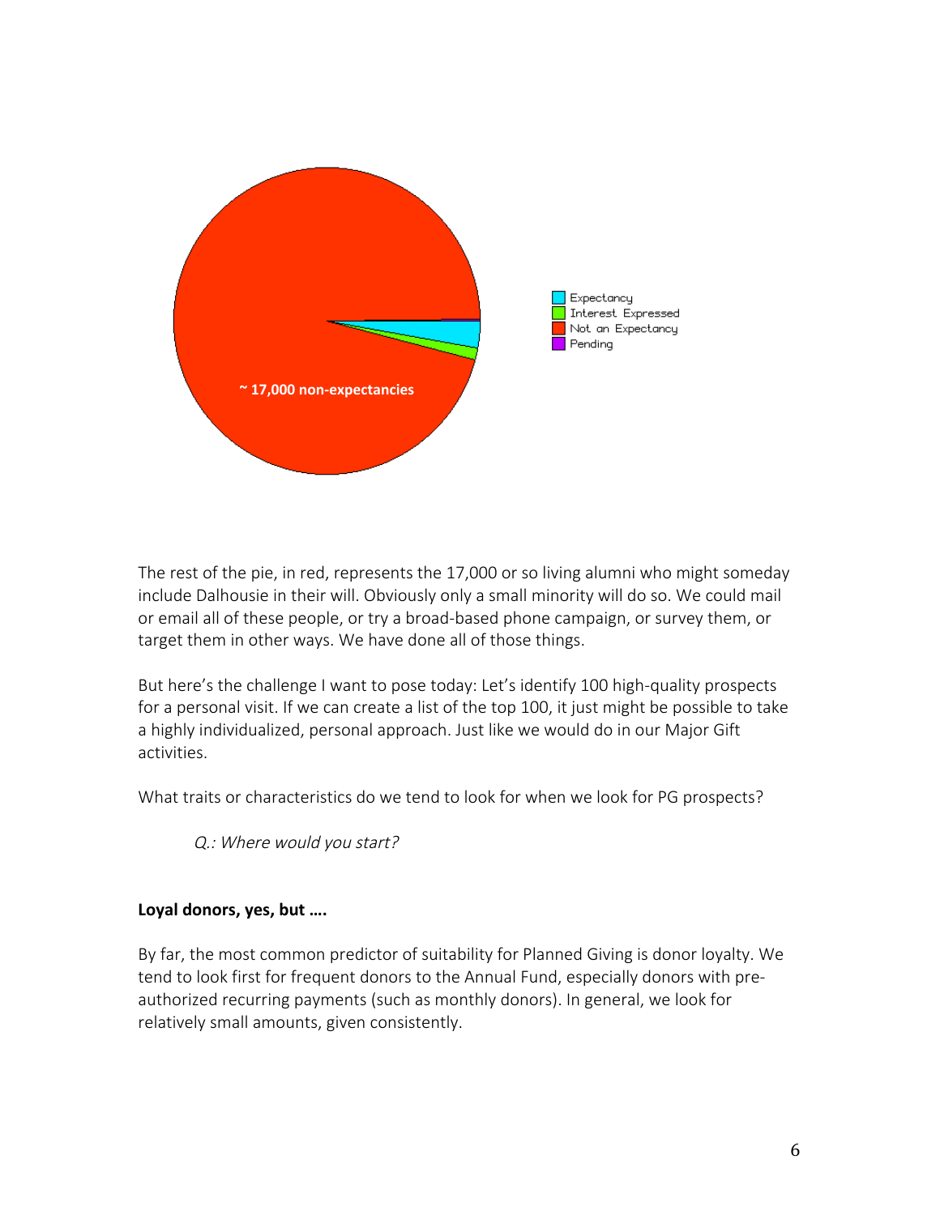The rest of the pie, in red, represents the 17,000 or so living alumni who might someday include Dalhousie in their will. Obviously only a small minority will do so. We could mail or email all of these people, or try a broad-based phone campaign, or survey them, or target them in other ways. We have done all of those things.

But here's the challenge I want to pose today: Let's identify 100 high-quality prospects for a personal visit. If we can create a list of the top 100, it just might be possible to take a highly individualized, personal approach. Just like we would do in our Major Gift activities.

What traits or characteristics do we tend to look for when we look for PG prospects?

> *Q.: Where would you start?*

**Loyal donors, yes, but ….**

By far, the most common predictor of suitability for Planned Giving is donor loyalty. We tend to look first for frequent donors to the Annual Fund, especially donors with pre-authorized recurring payments (such as monthly donors). In general, we look for relatively small amounts, given consistently.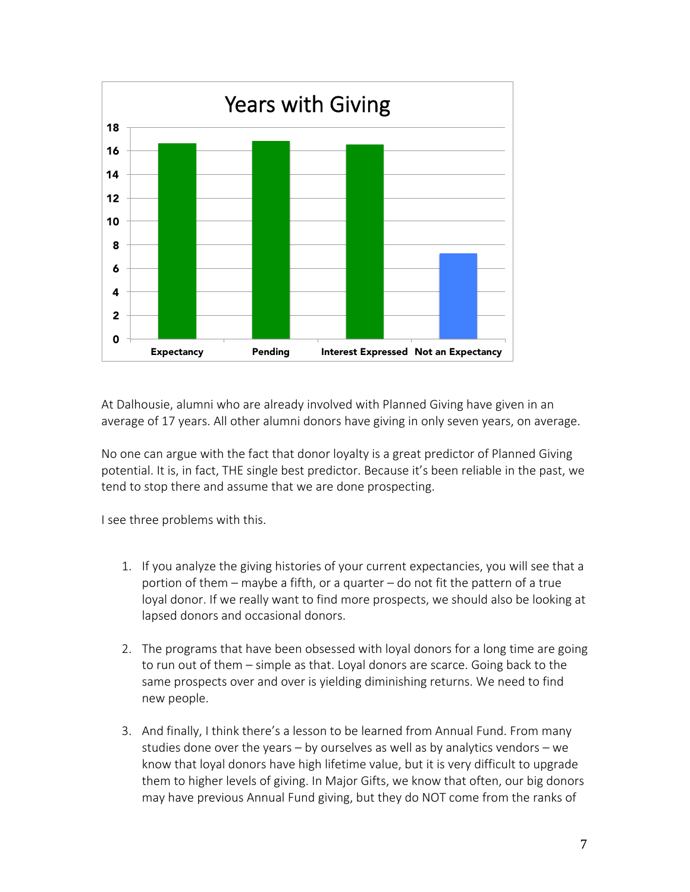At Dalhousie, alumni who are already involved with Planned Giving have given in an average of 17 years. All other alumni donors have giving in only seven years, on average.

No one can argue with the fact that donor loyalty is a great predictor of Planned Giving potential. It is, in fact, THE single best predictor. Because it's been reliable in the past, we tend to stop there and assume that we are done prospecting.

I see three problems with this.

1. If you analyze the giving histories of your current expectancies, you will see that a portion of them – maybe a fifth, or a quarter – do not fit the pattern of a true loyal donor. If we really want to find more prospects, we should also be looking at lapsed donors and occasional donors.

2. The programs that have been obsessed with loyal donors for a long time are going to run out of them – simple as that. Loyal donors are scarce. Going back to the same prospects over and over is yielding diminishing returns. We need to find new people.

3. And finally, I think there's a lesson to be learned from Annual Fund. From many studies done over the years – by ourselves as well as by analytics vendors – we know that loyal donors have high lifetime value, but it is very difficult to upgrade them to higher levels of giving. In Major Gifts, we know that often, our big donors may have previous Annual Fund giving, but they do NOT come from the ranks of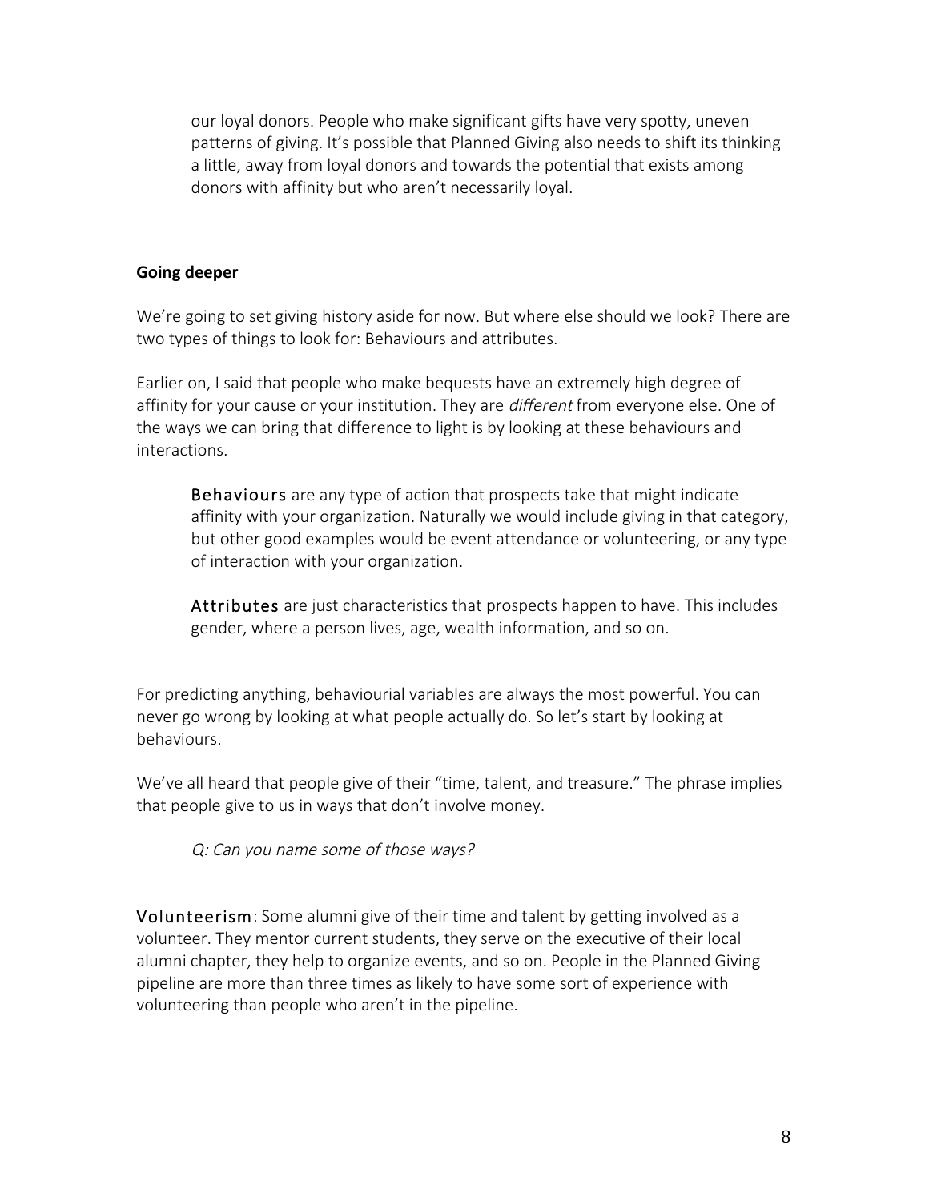our loyal donors. People who make significant gifts have very spotty, uneven patterns of giving. It's possible that Planned Giving also needs to shift its thinking a little, away from loyal donors and towards the potential that exists among donors with affinity but who aren't necessarily loyal.

**Going deeper**

We're going to set giving history aside for now. But where else should we look? There are two types of things to look for: Behaviours and attributes.

Earlier on, I said that people who make bequests have an extremely high degree of affinity for your cause or your institution. They are *different* from everyone else. One of the ways we can bring that difference to light is by looking at these behaviours and interactions.

> Behaviours are any type of action that prospects take that might indicate affinity with your organization. Naturally we would include giving in that category, but other good examples would be event attendance or volunteering, or any type of interaction with your organization.
>
> Attributes are just characteristics that prospects happen to have. This includes gender, where a person lives, age, wealth information, and so on.

For predicting anything, behaviourial variables are always the most powerful. You can never go wrong by looking at what people actually do. So let's start by looking at behaviours.

We've all heard that people give of their "time, talent, and treasure." The phrase implies that people give to us in ways that don't involve money.

> *Q: Can you name some of those ways?*

Volunteerism: Some alumni give of their time and talent by getting involved as a volunteer. They mentor current students, they serve on the executive of their local alumni chapter, they help to organize events, and so on. People in the Planned Giving pipeline are more than three times as likely to have some sort of experience with volunteering than people who aren't in the pipeline.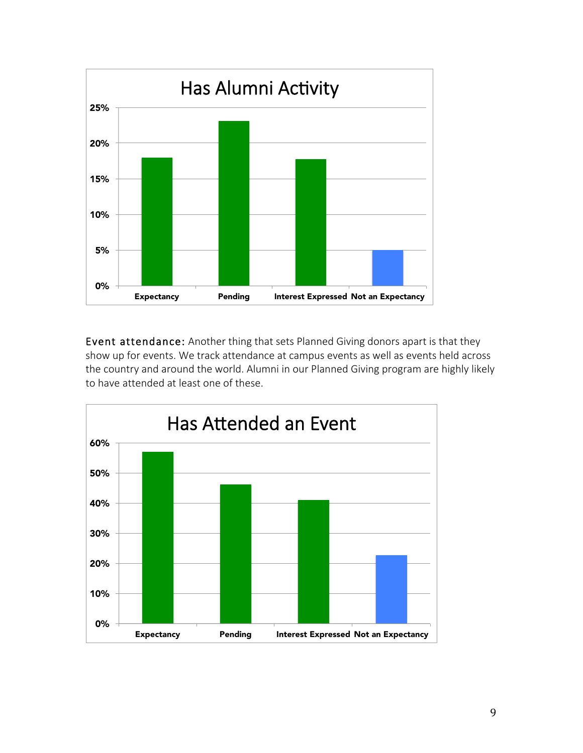**Has Alumni Activity**

**Event attendance:** Another thing that sets Planned Giving donors apart is that they show up for events. We track attendance at campus events as well as events held across the country and around the world. Alumni in our Planned Giving program are highly likely to have attended at least one of these.

**Has Attended an Event**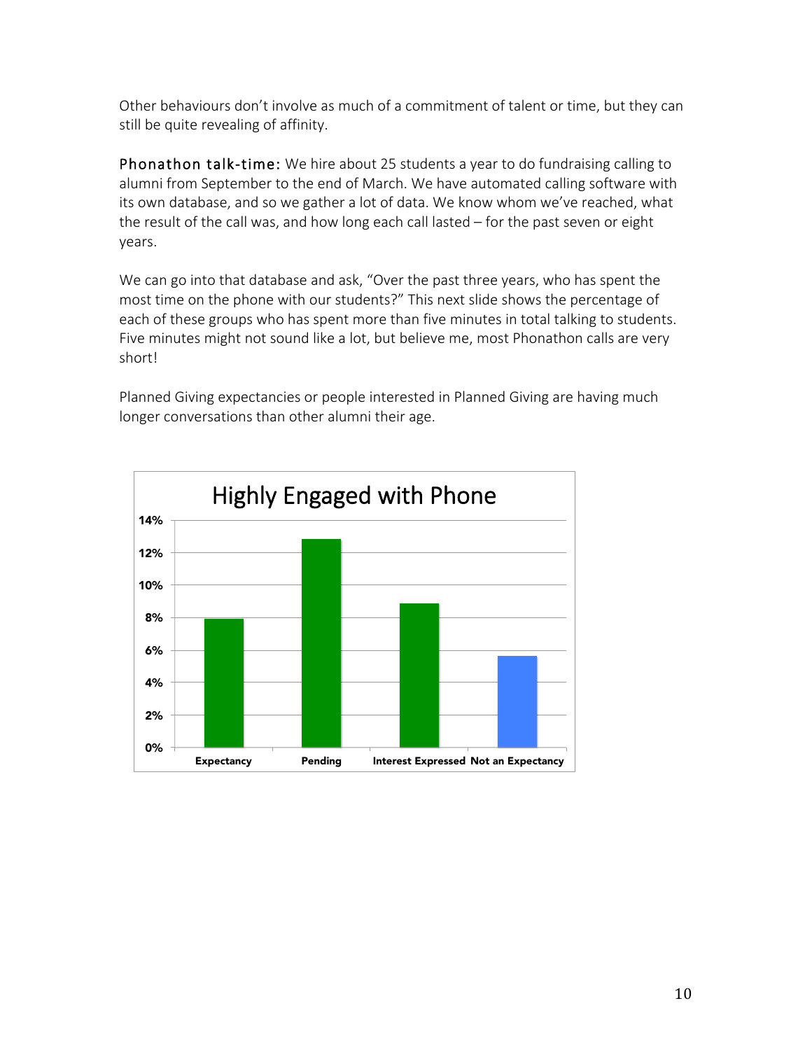Other behaviours don't involve as much of a commitment of talent or time, but they can still be quite revealing of affinity.

**Phonathon talk-time:** We hire about 25 students a year to do fundraising calling to alumni from September to the end of March. We have automated calling software with its own database, and so we gather a lot of data. We know whom we've reached, what the result of the call was, and how long each call lasted – for the past seven or eight years.

We can go into that database and ask, "Over the past three years, who has spent the most time on the phone with our students?" This next slide shows the percentage of each of these groups who has spent more than five minutes in total talking to students. Five minutes might not sound like a lot, but believe me, most Phonathon calls are very short!

Planned Giving expectancies or people interested in Planned Giving are having much longer conversations than other alumni their age.

**Highly Engaged with Phone**

| Group | Percentage |
| --- | --- |
| Expectancy | ~8% |
| Pending | ~12.8% |
| Interest Expressed | ~8.9% |
| Not an Expectancy | ~5.7% |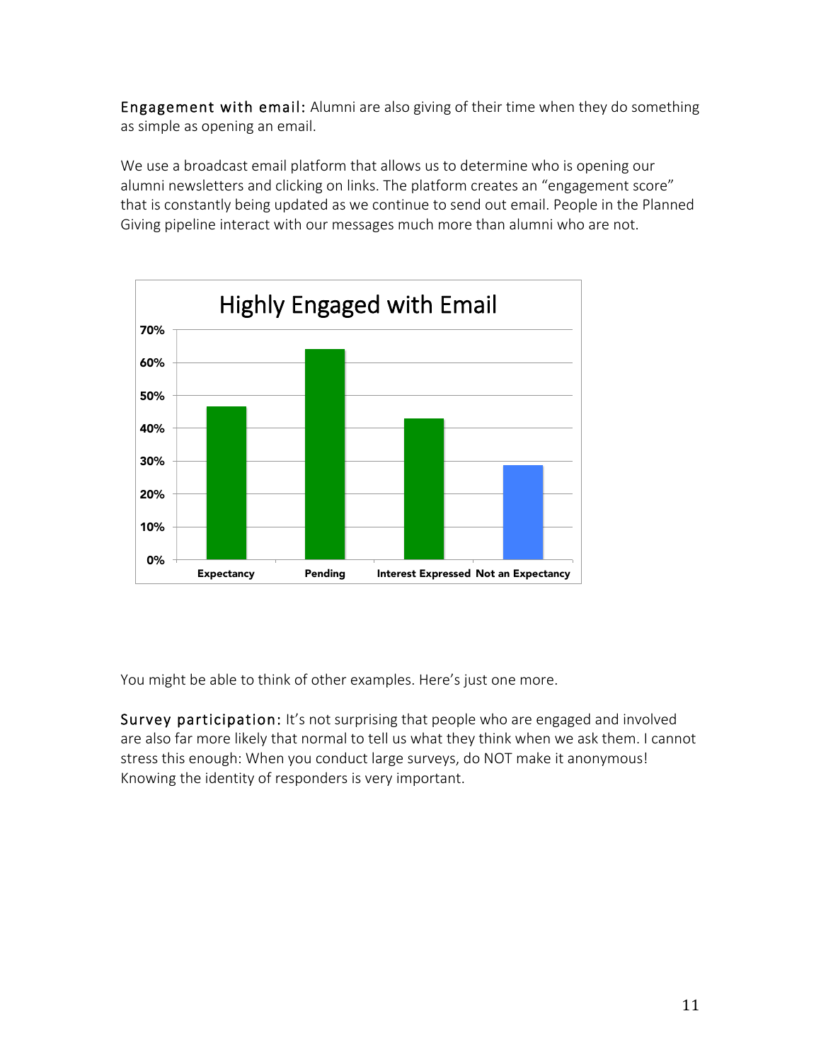**Engagement with email:** Alumni are also giving of their time when they do something as simple as opening an email.

We use a broadcast email platform that allows us to determine who is opening our alumni newsletters and clicking on links. The platform creates an "engagement score" that is constantly being updated as we continue to send out email. People in the Planned Giving pipeline interact with our messages much more than alumni who are not.

Highly Engaged with Email

You might be able to think of other examples. Here's just one more.

**Survey participation:** It's not surprising that people who are engaged and involved are also far more likely that normal to tell us what they think when we ask them. I cannot stress this enough: When you conduct large surveys, do NOT make it anonymous! Knowing the identity of responders is very important.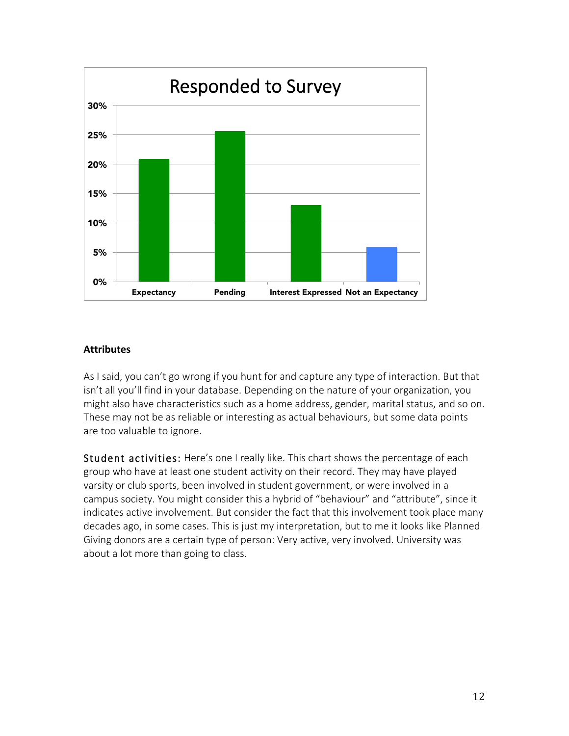## Attributes

As I said, you can't go wrong if you hunt for and capture any type of interaction. But that isn't all you'll find in your database. Depending on the nature of your organization, you might also have characteristics such as a home address, gender, marital status, and so on. These may not be as reliable or interesting as actual behaviours, but some data points are too valuable to ignore.

Student activities: Here's one I really like. This chart shows the percentage of each group who have at least one student activity on their record. They may have played varsity or club sports, been involved in student government, or were involved in a campus society. You might consider this a hybrid of "behaviour" and "attribute", since it indicates active involvement. But consider the fact that this involvement took place many decades ago, in some cases. This is just my interpretation, but to me it looks like Planned Giving donors are a certain type of person: Very active, very involved. University was about a lot more than going to class.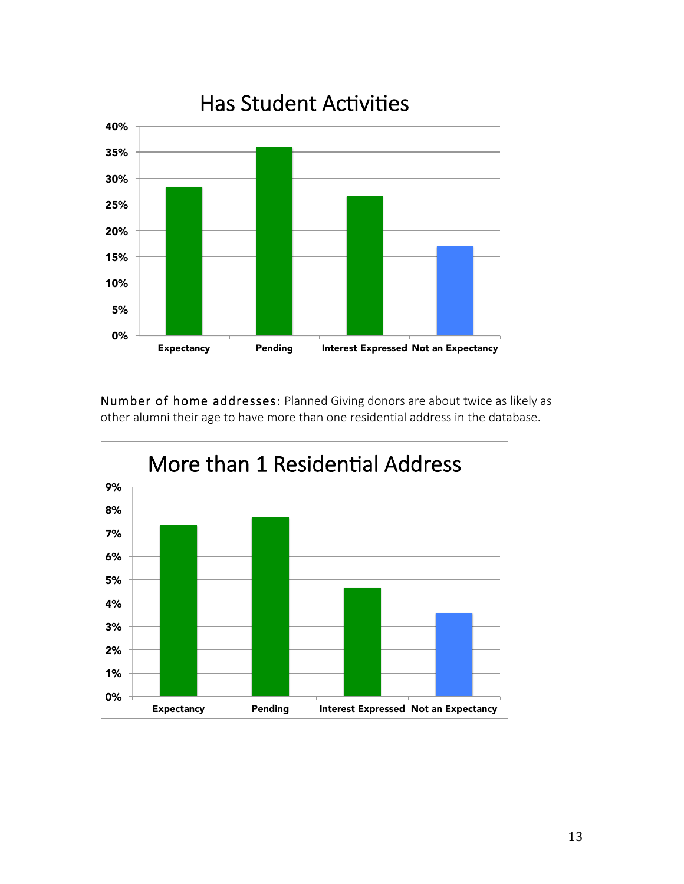Has Student Activities

| | Expectancy | Pending | Interest Expressed | Not an Expectancy |
|---|---|---|---|---|
| Has Student Activities | ~28% | ~36% | ~26.5% | ~17% |

**Number of home addresses:** Planned Giving donors are about twice as likely as other alumni their age to have more than one residential address in the database.

More than 1 Residential Address

| | Expectancy | Pending | Interest Expressed | Not an Expectancy |
|---|---|---|---|---|
| More than 1 Residential Address | ~7.3% | ~7.7% | ~4.7% | ~3.6% |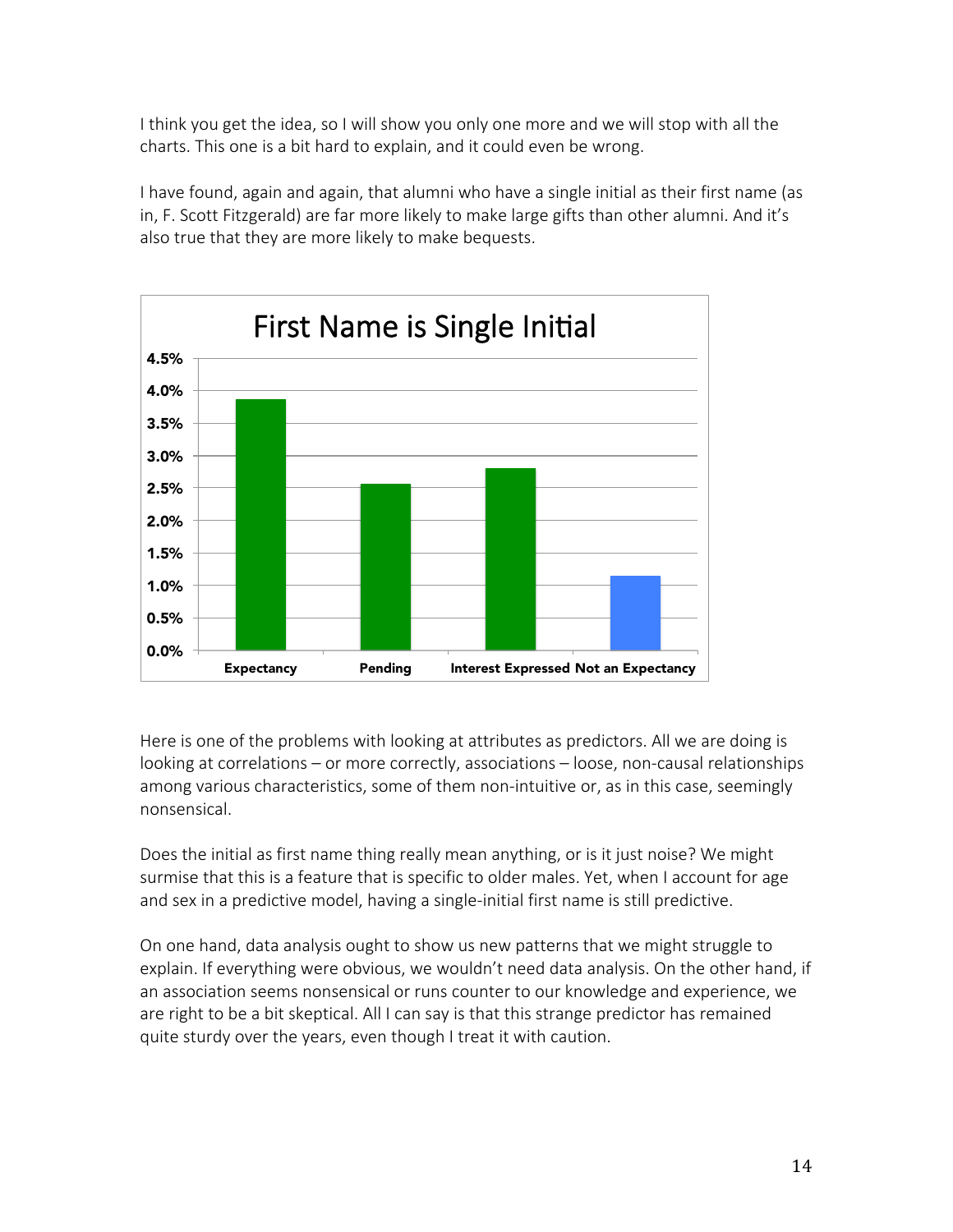I think you get the idea, so I will show you only one more and we will stop with all the charts. This one is a bit hard to explain, and it could even be wrong.

I have found, again and again, that alumni who have a single initial as their first name (as in, F. Scott Fitzgerald) are far more likely to make large gifts than other alumni. And it's also true that they are more likely to make bequests.

**First Name is Single Initial**

Here is one of the problems with looking at attributes as predictors. All we are doing is looking at correlations – or more correctly, associations – loose, non-causal relationships among various characteristics, some of them non-intuitive or, as in this case, seemingly nonsensical.

Does the initial as first name thing really mean anything, or is it just noise? We might surmise that this is a feature that is specific to older males. Yet, when I account for age and sex in a predictive model, having a single-initial first name is still predictive.

On one hand, data analysis ought to show us new patterns that we might struggle to explain. If everything were obvious, we wouldn't need data analysis. On the other hand, if an association seems nonsensical or runs counter to our knowledge and experience, we are right to be a bit skeptical. All I can say is that this strange predictor has remained quite sturdy over the years, even though I treat it with caution.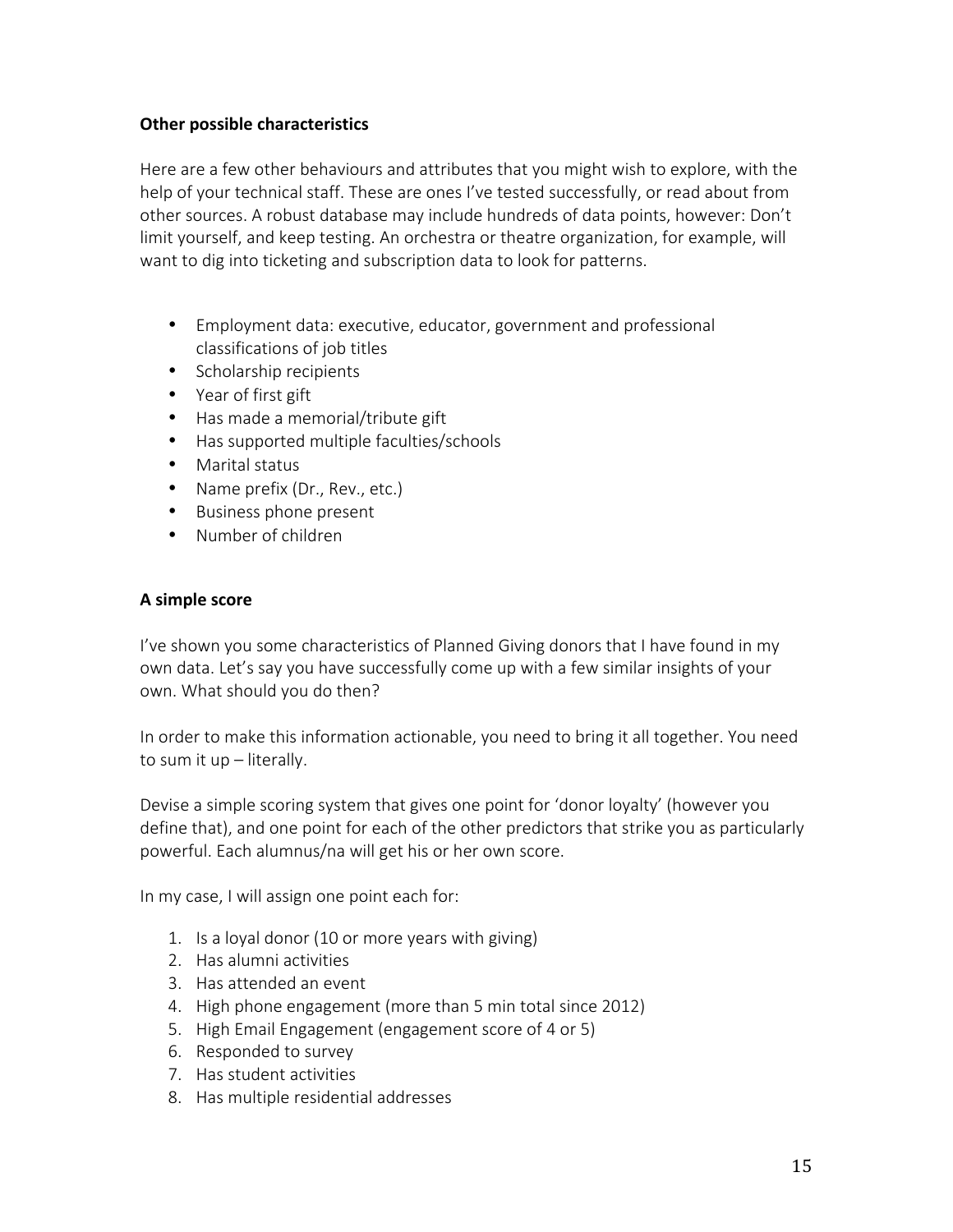**Other possible characteristics**

Here are a few other behaviours and attributes that you might wish to explore, with the help of your technical staff. These are ones I've tested successfully, or read about from other sources. A robust database may include hundreds of data points, however: Don't limit yourself, and keep testing. An orchestra or theatre organization, for example, will want to dig into ticketing and subscription data to look for patterns.

- Employment data: executive, educator, government and professional classifications of job titles
- Scholarship recipients
- Year of first gift
- Has made a memorial/tribute gift
- Has supported multiple faculties/schools
- Marital status
- Name prefix (Dr., Rev., etc.)
- Business phone present
- Number of children

**A simple score**

I've shown you some characteristics of Planned Giving donors that I have found in my own data. Let's say you have successfully come up with a few similar insights of your own. What should you do then?

In order to make this information actionable, you need to bring it all together. You need to sum it up – literally.

Devise a simple scoring system that gives one point for 'donor loyalty' (however you define that), and one point for each of the other predictors that strike you as particularly powerful. Each alumnus/na will get his or her own score.

In my case, I will assign one point each for:

1. Is a loyal donor (10 or more years with giving)
2. Has alumni activities
3. Has attended an event
4. High phone engagement (more than 5 min total since 2012)
5. High Email Engagement (engagement score of 4 or 5)
6. Responded to survey
7. Has student activities
8. Has multiple residential addresses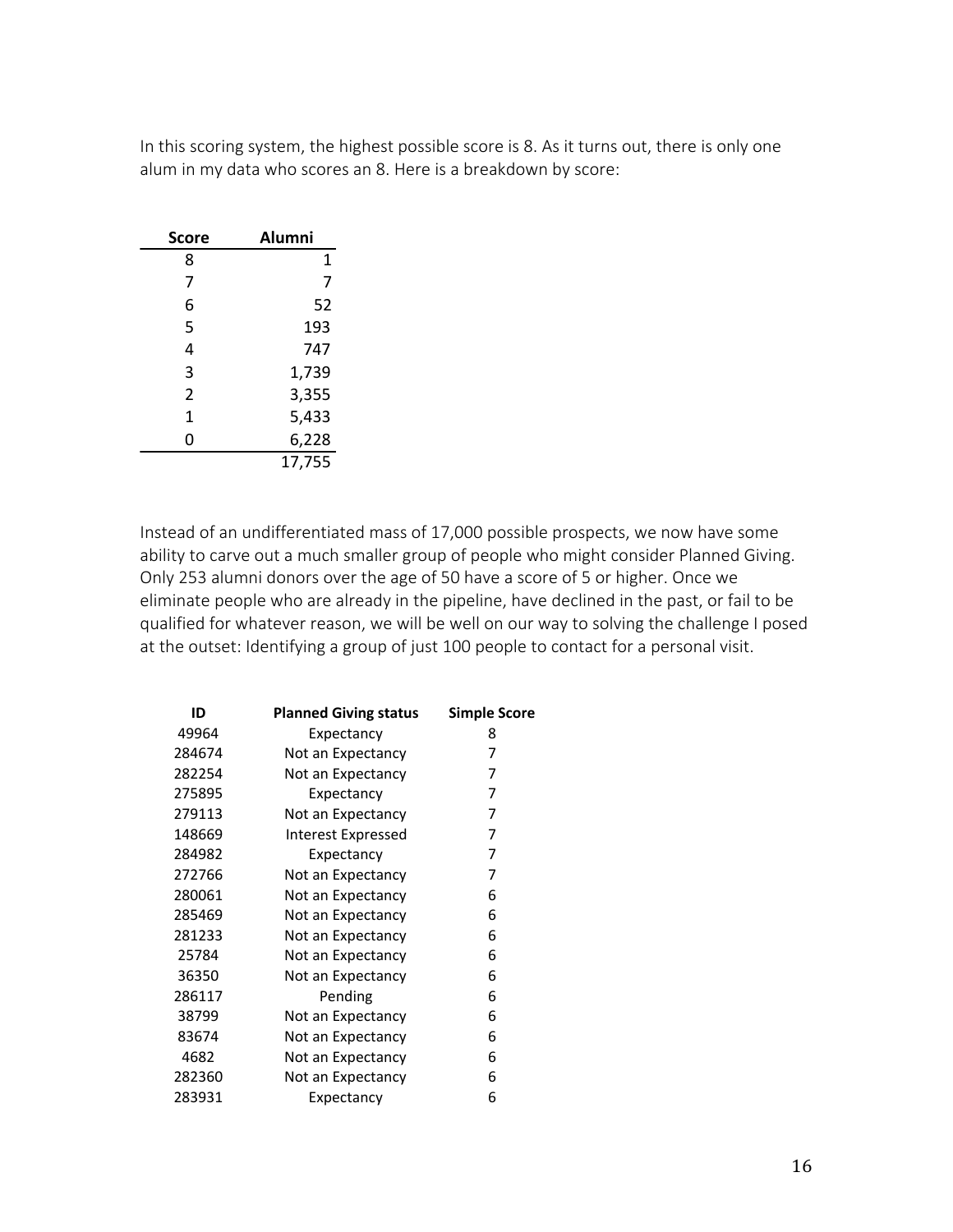In this scoring system, the highest possible score is 8. As it turns out, there is only one alum in my data who scores an 8. Here is a breakdown by score:

| Score | Alumni |
|---|---|
| 8 | 1 |
| 7 | 7 |
| 6 | 52 |
| 5 | 193 |
| 4 | 747 |
| 3 | 1,739 |
| 2 | 3,355 |
| 1 | 5,433 |
| 0 | 6,228 |
| | 17,755 |

Instead of an undifferentiated mass of 17,000 possible prospects, we now have some ability to carve out a much smaller group of people who might consider Planned Giving. Only 253 alumni donors over the age of 50 have a score of 5 or higher. Once we eliminate people who are already in the pipeline, have declined in the past, or fail to be qualified for whatever reason, we will be well on our way to solving the challenge I posed at the outset: Identifying a group of just 100 people to contact for a personal visit.

| ID | Planned Giving status | Simple Score |
|---|---|---|
| 49964 | Expectancy | 8 |
| 284674 | Not an Expectancy | 7 |
| 282254 | Not an Expectancy | 7 |
| 275895 | Expectancy | 7 |
| 279113 | Not an Expectancy | 7 |
| 148669 | Interest Expressed | 7 |
| 284982 | Expectancy | 7 |
| 272766 | Not an Expectancy | 7 |
| 280061 | Not an Expectancy | 6 |
| 285469 | Not an Expectancy | 6 |
| 281233 | Not an Expectancy | 6 |
| 25784 | Not an Expectancy | 6 |
| 36350 | Not an Expectancy | 6 |
| 286117 | Pending | 6 |
| 38799 | Not an Expectancy | 6 |
| 83674 | Not an Expectancy | 6 |
| 4682 | Not an Expectancy | 6 |
| 282360 | Not an Expectancy | 6 |
| 283931 | Expectancy | 6 |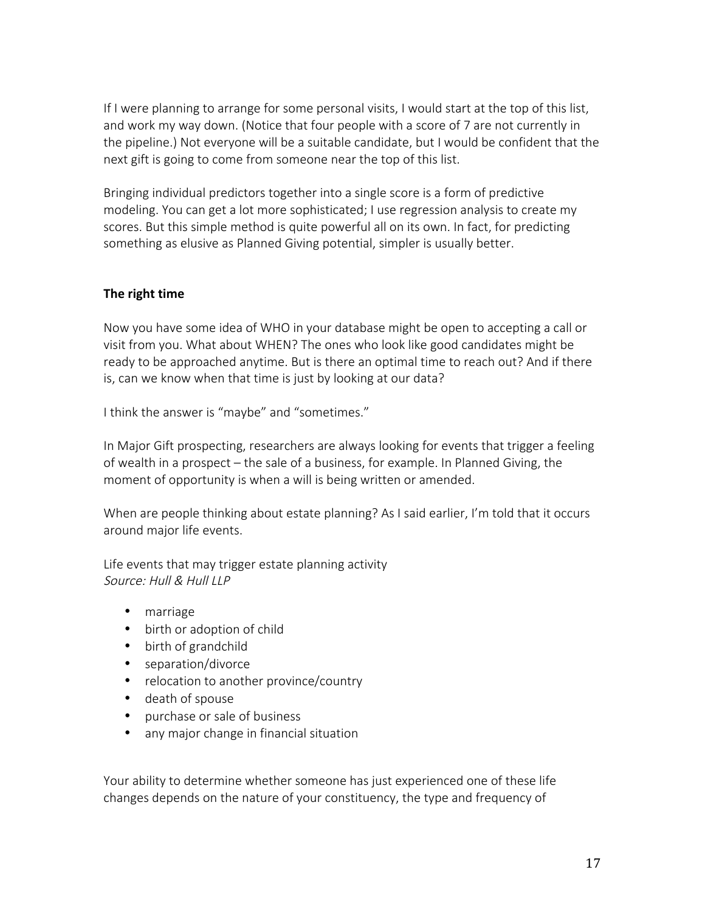If I were planning to arrange for some personal visits, I would start at the top of this list, and work my way down. (Notice that four people with a score of 7 are not currently in the pipeline.) Not everyone will be a suitable candidate, but I would be confident that the next gift is going to come from someone near the top of this list.

Bringing individual predictors together into a single score is a form of predictive modeling. You can get a lot more sophisticated; I use regression analysis to create my scores. But this simple method is quite powerful all on its own. In fact, for predicting something as elusive as Planned Giving potential, simpler is usually better.

### The right time

Now you have some idea of WHO in your database might be open to accepting a call or visit from you. What about WHEN? The ones who look like good candidates might be ready to be approached anytime. But is there an optimal time to reach out? And if there is, can we know when that time is just by looking at our data?

I think the answer is "maybe" and "sometimes."

In Major Gift prospecting, researchers are always looking for events that trigger a feeling of wealth in a prospect – the sale of a business, for example. In Planned Giving, the moment of opportunity is when a will is being written or amended.

When are people thinking about estate planning? As I said earlier, I'm told that it occurs around major life events.

Life events that may trigger estate planning activity
*Source: Hull & Hull LLP*

- marriage
- birth or adoption of child
- birth of grandchild
- separation/divorce
- relocation to another province/country
- death of spouse
- purchase or sale of business
- any major change in financial situation

Your ability to determine whether someone has just experienced one of these life changes depends on the nature of your constituency, the type and frequency of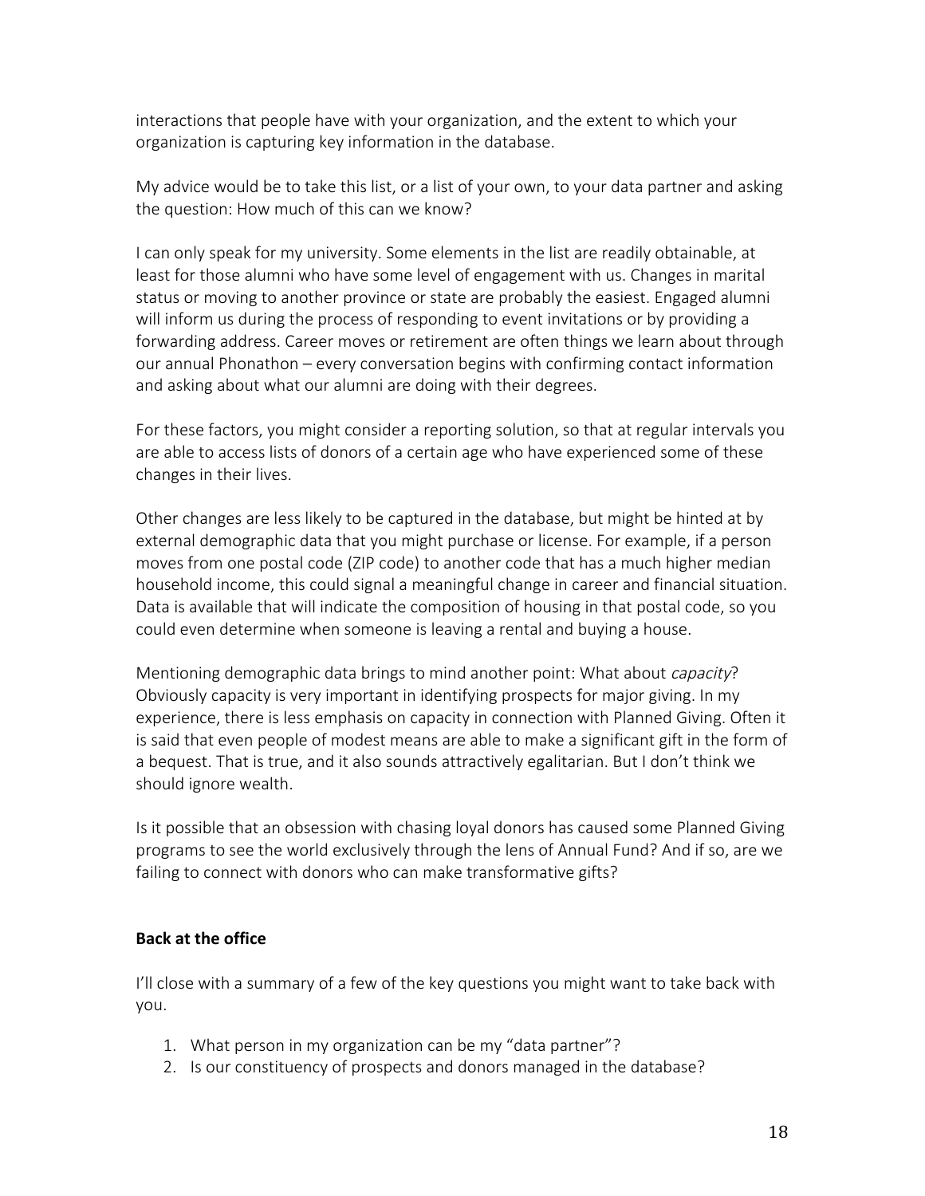interactions that people have with your organization, and the extent to which your organization is capturing key information in the database.

My advice would be to take this list, or a list of your own, to your data partner and asking the question: How much of this can we know?

I can only speak for my university. Some elements in the list are readily obtainable, at least for those alumni who have some level of engagement with us. Changes in marital status or moving to another province or state are probably the easiest. Engaged alumni will inform us during the process of responding to event invitations or by providing a forwarding address. Career moves or retirement are often things we learn about through our annual Phonathon – every conversation begins with confirming contact information and asking about what our alumni are doing with their degrees.

For these factors, you might consider a reporting solution, so that at regular intervals you are able to access lists of donors of a certain age who have experienced some of these changes in their lives.

Other changes are less likely to be captured in the database, but might be hinted at by external demographic data that you might purchase or license. For example, if a person moves from one postal code (ZIP code) to another code that has a much higher median household income, this could signal a meaningful change in career and financial situation. Data is available that will indicate the composition of housing in that postal code, so you could even determine when someone is leaving a rental and buying a house.

Mentioning demographic data brings to mind another point: What about *capacity*? Obviously capacity is very important in identifying prospects for major giving. In my experience, there is less emphasis on capacity in connection with Planned Giving. Often it is said that even people of modest means are able to make a significant gift in the form of a bequest. That is true, and it also sounds attractively egalitarian. But I don't think we should ignore wealth.

Is it possible that an obsession with chasing loyal donors has caused some Planned Giving programs to see the world exclusively through the lens of Annual Fund? And if so, are we failing to connect with donors who can make transformative gifts?

**Back at the office**

I'll close with a summary of a few of the key questions you might want to take back with you.

1. What person in my organization can be my "data partner"?
2. Is our constituency of prospects and donors managed in the database?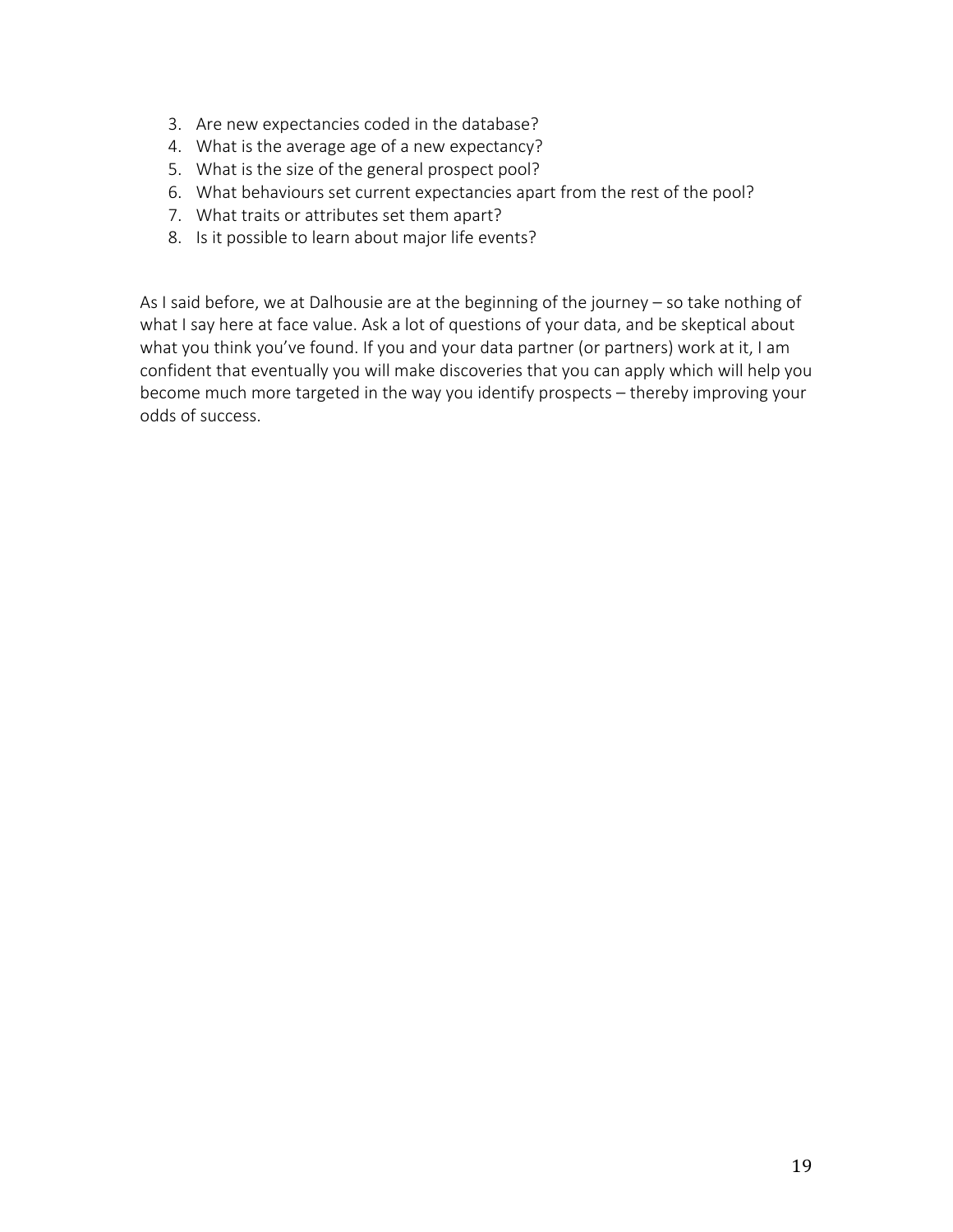3. Are new expectancies coded in the database?
4. What is the average age of a new expectancy?
5. What is the size of the general prospect pool?
6. What behaviours set current expectancies apart from the rest of the pool?
7. What traits or attributes set them apart?
8. Is it possible to learn about major life events?

As I said before, we at Dalhousie are at the beginning of the journey – so take nothing of what I say here at face value. Ask a lot of questions of your data, and be skeptical about what you think you've found. If you and your data partner (or partners) work at it, I am confident that eventually you will make discoveries that you can apply which will help you become much more targeted in the way you identify prospects – thereby improving your odds of success.